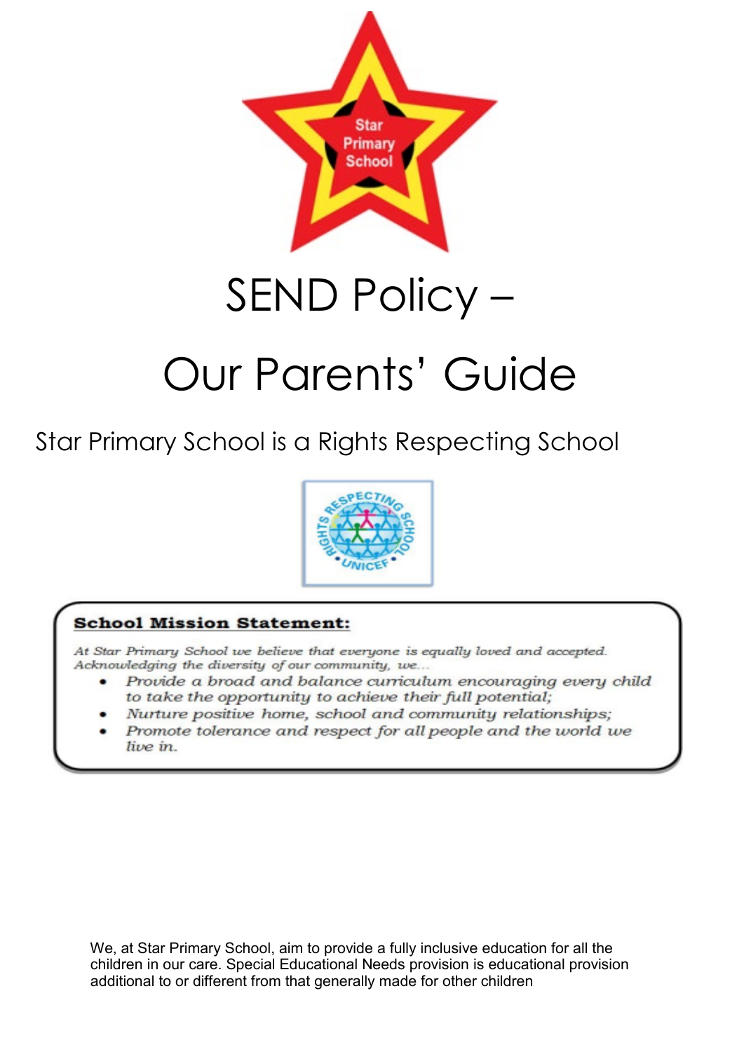# SEND Policy –

# Our Parents' Guide

Star Primary School is a Rights Respecting School

**School Mission Statement:**

*At Star Primary School we believe that everyone is equally loved and accepted. Acknowledging the diversity of our community, we...*

- *Provide a broad and balance curriculum encouraging every child to take the opportunity to achieve their full potential;*
- *Nurture positive home, school and community relationships;*
- *Promote tolerance and respect for all people and the world we live in.*

We, at Star Primary School, aim to provide a fully inclusive education for all the children in our care. Special Educational Needs provision is educational provision additional to or different from that generally made for other children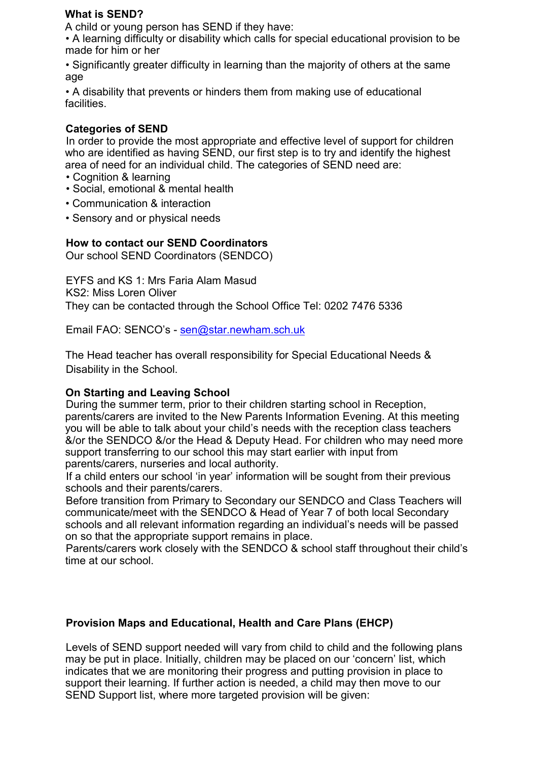### What is SEND?

A child or young person has SEND if they have:

- A learning difficulty or disability which calls for special educational provision to be made for him or her
- Significantly greater difficulty in learning than the majority of others at the same age
- A disability that prevents or hinders them from making use of educational facilities.

### Categories of SEND

In order to provide the most appropriate and effective level of support for children who are identified as having SEND, our first step is to try and identify the highest area of need for an individual child. The categories of SEND need are:

- Cognition & learning
- Social, emotional & mental health
- Communication & interaction
- Sensory and or physical needs

### How to contact our SEND Coordinators

Our school SEND Coordinators (SENDCO)

EYFS and KS 1: Mrs Faria Alam Masud
KS2: Miss Loren Oliver
They can be contacted through the School Office Tel: 0202 7476 5336

Email FAO: SENCO's - sen@star.newham.sch.uk

The Head teacher has overall responsibility for Special Educational Needs & Disability in the School.

### On Starting and Leaving School

During the summer term, prior to their children starting school in Reception, parents/carers are invited to the New Parents Information Evening. At this meeting you will be able to talk about your child's needs with the reception class teachers &/or the SENDCO &/or the Head & Deputy Head. For children who may need more support transferring to our school this may start earlier with input from parents/carers, nurseries and local authority.

If a child enters our school 'in year' information will be sought from their previous schools and their parents/carers.

Before transition from Primary to Secondary our SENDCO and Class Teachers will communicate/meet with the SENDCO & Head of Year 7 of both local Secondary schools and all relevant information regarding an individual's needs will be passed on so that the appropriate support remains in place.

Parents/carers work closely with the SENDCO & school staff throughout their child's time at our school.

### Provision Maps and Educational, Health and Care Plans (EHCP)

Levels of SEND support needed will vary from child to child and the following plans may be put in place. Initially, children may be placed on our 'concern' list, which indicates that we are monitoring their progress and putting provision in place to support their learning. If further action is needed, a child may then move to our SEND Support list, where more targeted provision will be given: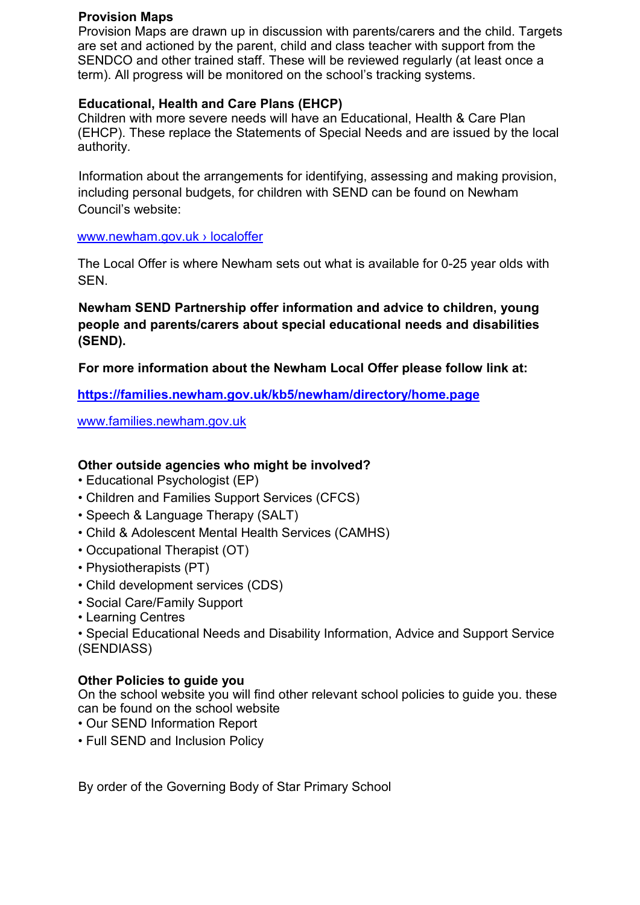**Provision Maps**
Provision Maps are drawn up in discussion with parents/carers and the child. Targets are set and actioned by the parent, child and class teacher with support from the SENDCO and other trained staff. These will be reviewed regularly (at least once a term). All progress will be monitored on the school's tracking systems.

**Educational, Health and Care Plans (EHCP)**
Children with more severe needs will have an Educational, Health & Care Plan (EHCP). These replace the Statements of Special Needs and are issued by the local authority.

Information about the arrangements for identifying, assessing and making provision, including personal budgets, for children with SEND can be found on Newham Council's website:

www.newham.gov.uk › localoffer

The Local Offer is where Newham sets out what is available for 0-25 year olds with SEN.

**Newham SEND Partnership offer information and advice to children, young people and parents/carers about special educational needs and disabilities (SEND).**

**For more information about the Newham Local Offer please follow link at:**

**https://families.newham.gov.uk/kb5/newham/directory/home.page**

www.families.newham.gov.uk

**Other outside agencies who might be involved?**
- Educational Psychologist (EP)
- Children and Families Support Services (CFCS)
- Speech & Language Therapy (SALT)
- Child & Adolescent Mental Health Services (CAMHS)
- Occupational Therapist (OT)
- Physiotherapists (PT)
- Child development services (CDS)
- Social Care/Family Support
- Learning Centres
- Special Educational Needs and Disability Information, Advice and Support Service (SENDIASS)

**Other Policies to guide you**
On the school website you will find other relevant school policies to guide you. these can be found on the school website
- Our SEND Information Report
- Full SEND and Inclusion Policy

By order of the Governing Body of Star Primary School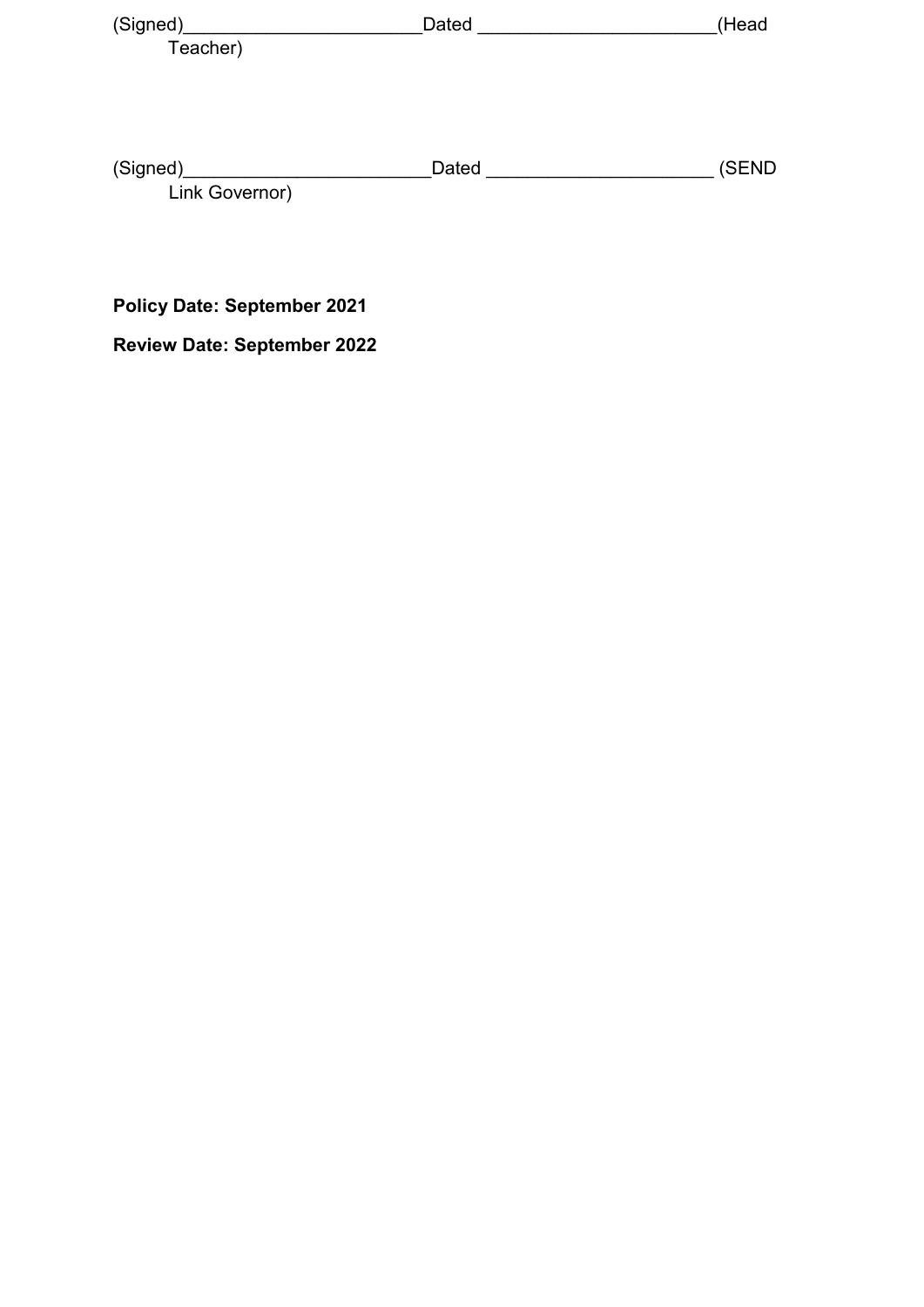(Signed)_______________________Dated _______________________(Head Teacher)

(Signed)________________________Dated ______________________ (SEND Link Governor)

**Policy Date: September 2021**

**Review Date: September 2022**